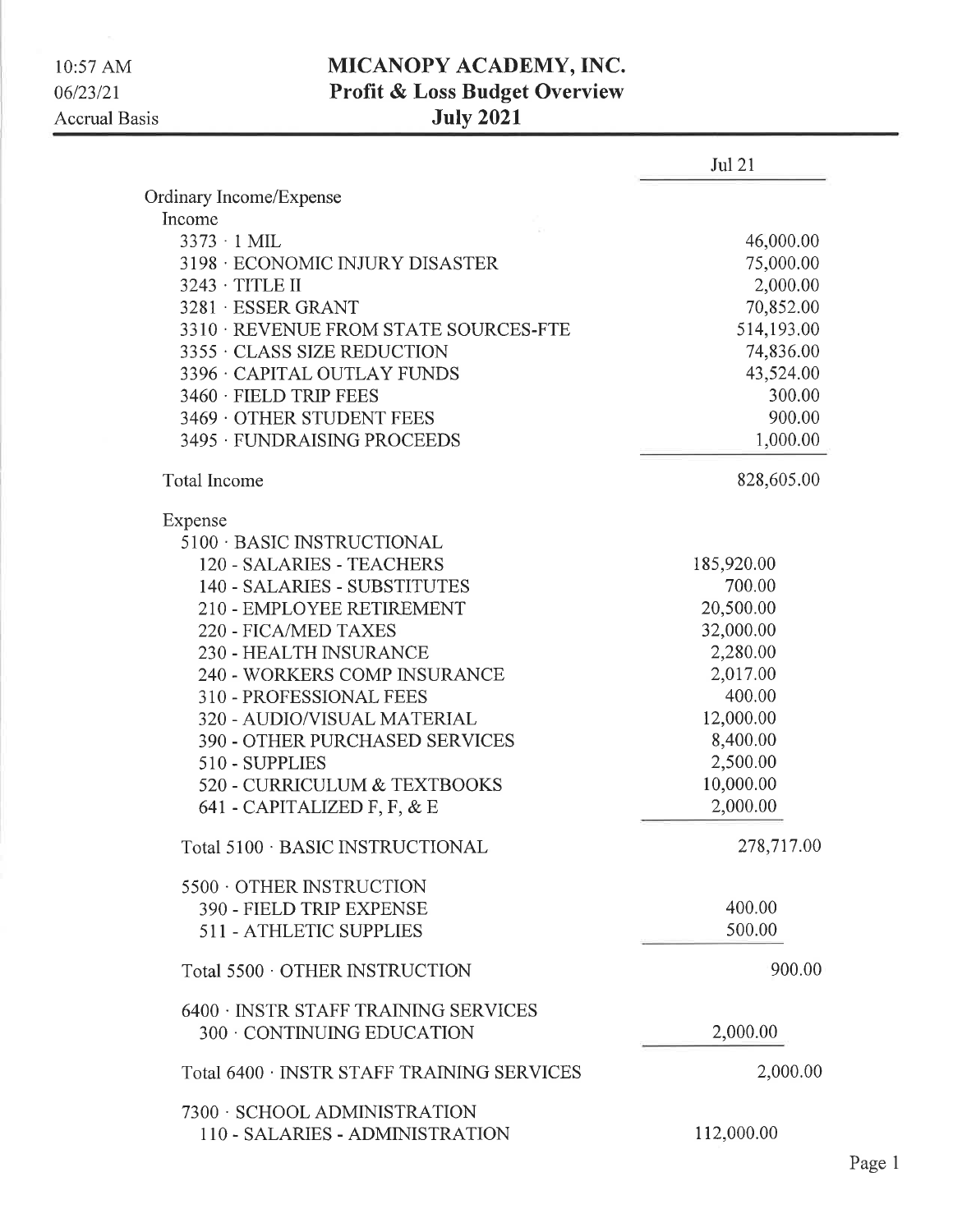10:57 AM
06/23/21
Accrual Basis

# MICANOPY ACADEMY, INC.
## Profit & Loss Budget Overview
## July 2021

| | Jul 21 | |
|---|---|---|
| **Ordinary Income/Expense** | | |
| **Income** | | |
| 3373 · 1 MIL | | 46,000.00 |
| 3198 · ECONOMIC INJURY DISASTER | | 75,000.00 |
| 3243 · TITLE II | | 2,000.00 |
| 3281 · ESSER GRANT | | 70,852.00 |
| 3310 · REVENUE FROM STATE SOURCES-FTE | | 514,193.00 |
| 3355 · CLASS SIZE REDUCTION | | 74,836.00 |
| 3396 · CAPITAL OUTLAY FUNDS | | 43,524.00 |
| 3460 · FIELD TRIP FEES | | 300.00 |
| 3469 · OTHER STUDENT FEES | | 900.00 |
| 3495 · FUNDRAISING PROCEEDS | | 1,000.00 |
| **Total Income** | | 828,605.00 |
| **Expense** | | |
| 5100 · BASIC INSTRUCTIONAL | | |
| 120 - SALARIES - TEACHERS | 185,920.00 | |
| 140 - SALARIES - SUBSTITUTES | 700.00 | |
| 210 - EMPLOYEE RETIREMENT | 20,500.00 | |
| 220 - FICA/MED TAXES | 32,000.00 | |
| 230 - HEALTH INSURANCE | 2,280.00 | |
| 240 - WORKERS COMP INSURANCE | 2,017.00 | |
| 310 - PROFESSIONAL FEES | 400.00 | |
| 320 - AUDIO/VISUAL MATERIAL | 12,000.00 | |
| 390 - OTHER PURCHASED SERVICES | 8,400.00 | |
| 510 - SUPPLIES | 2,500.00 | |
| 520 - CURRICULUM & TEXTBOOKS | 10,000.00 | |
| 641 - CAPITALIZED F, F, & E | 2,000.00 | |
| Total 5100 · BASIC INSTRUCTIONAL | | 278,717.00 |
| 5500 · OTHER INSTRUCTION | | |
| 390 - FIELD TRIP EXPENSE | 400.00 | |
| 511 - ATHLETIC SUPPLIES | 500.00 | |
| Total 5500 · OTHER INSTRUCTION | | 900.00 |
| 6400 · INSTR STAFF TRAINING SERVICES | | |
| 300 · CONTINUING EDUCATION | 2,000.00 | |
| Total 6400 · INSTR STAFF TRAINING SERVICES | | 2,000.00 |
| 7300 · SCHOOL ADMINISTRATION | | |
| 110 - SALARIES - ADMINISTRATION | 112,000.00 | |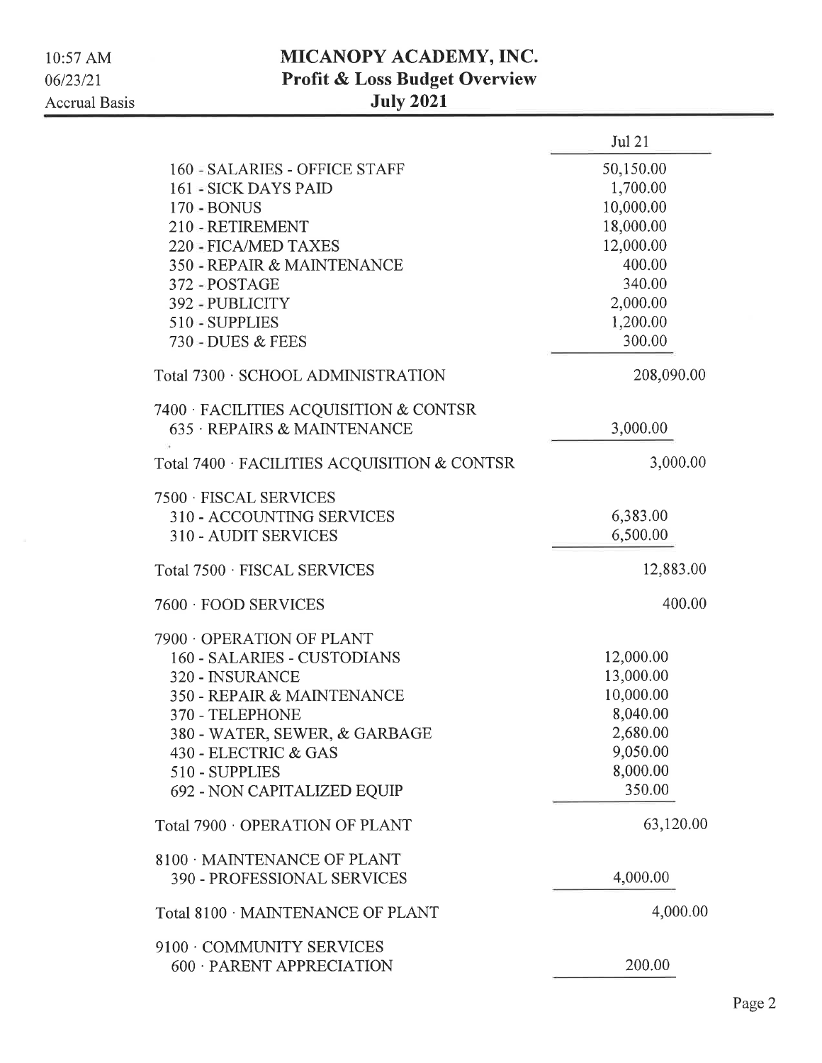# MICANOPY ACADEMY, INC.
## Profit & Loss Budget Overview
### July 2021

10:57 AM
06/23/21
Accrual Basis

| | Jul 21 |
|---|---|
| 160 - SALARIES - OFFICE STAFF | 50,150.00 |
| 161 - SICK DAYS PAID | 1,700.00 |
| 170 - BONUS | 10,000.00 |
| 210 - RETIREMENT | 18,000.00 |
| 220 - FICA/MED TAXES | 12,000.00 |
| 350 - REPAIR & MAINTENANCE | 400.00 |
| 372 - POSTAGE | 340.00 |
| 392 - PUBLICITY | 2,000.00 |
| 510 - SUPPLIES | 1,200.00 |
| 730 - DUES & FEES | 300.00 |
| Total 7300 · SCHOOL ADMINISTRATION | 208,090.00 |
| 7400 · FACILITIES ACQUISITION & CONTSR | |
| 635 · REPAIRS & MAINTENANCE | 3,000.00 |
| Total 7400 · FACILITIES ACQUISITION & CONTSR | 3,000.00 |
| 7500 · FISCAL SERVICES | |
| 310 - ACCOUNTING SERVICES | 6,383.00 |
| 310 - AUDIT SERVICES | 6,500.00 |
| Total 7500 · FISCAL SERVICES | 12,883.00 |
| 7600 · FOOD SERVICES | 400.00 |
| 7900 · OPERATION OF PLANT | |
| 160 - SALARIES - CUSTODIANS | 12,000.00 |
| 320 - INSURANCE | 13,000.00 |
| 350 - REPAIR & MAINTENANCE | 10,000.00 |
| 370 - TELEPHONE | 8,040.00 |
| 380 - WATER, SEWER, & GARBAGE | 2,680.00 |
| 430 - ELECTRIC & GAS | 9,050.00 |
| 510 - SUPPLIES | 8,000.00 |
| 692 - NON CAPITALIZED EQUIP | 350.00 |
| Total 7900 · OPERATION OF PLANT | 63,120.00 |
| 8100 · MAINTENANCE OF PLANT | |
| 390 - PROFESSIONAL SERVICES | 4,000.00 |
| Total 8100 · MAINTENANCE OF PLANT | 4,000.00 |
| 9100 · COMMUNITY SERVICES | |
| 600 · PARENT APPRECIATION | 200.00 |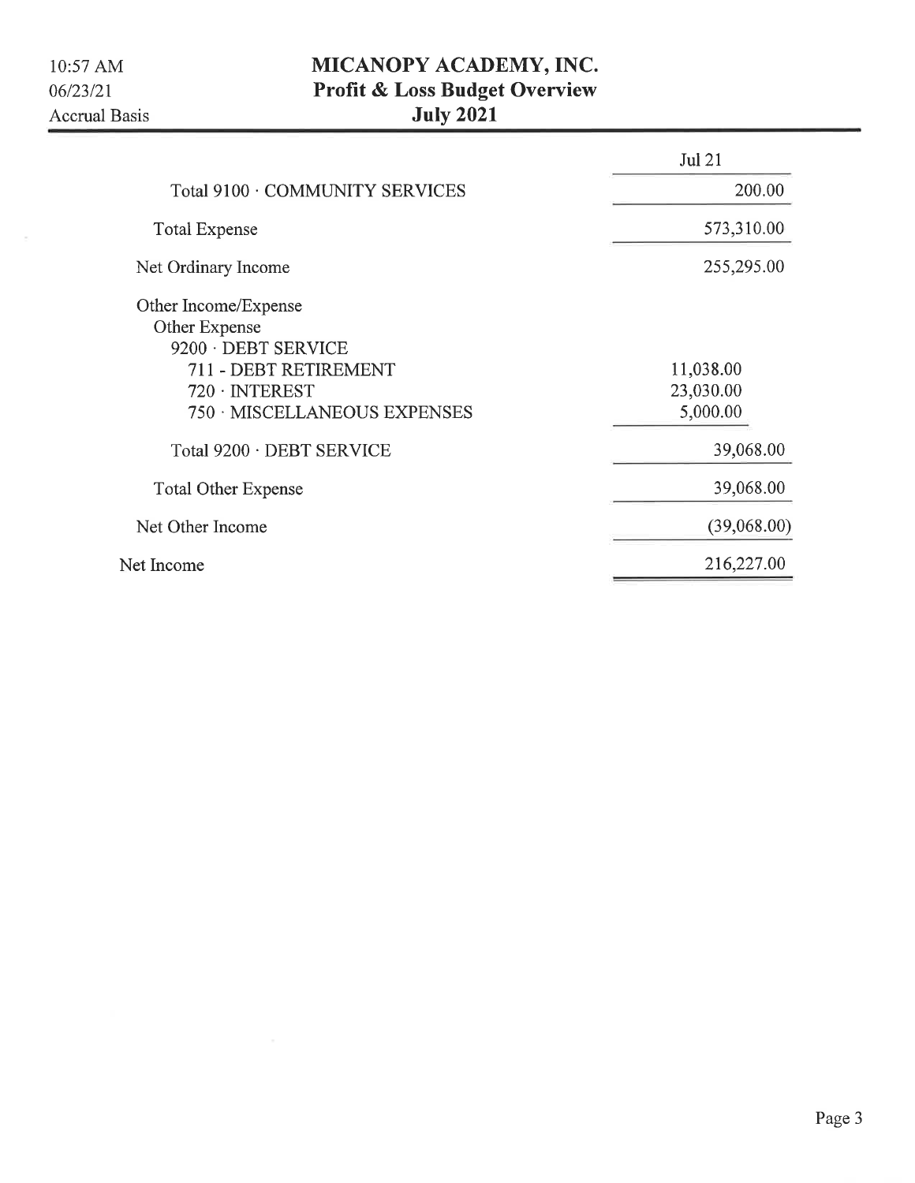# MICANOPY ACADEMY, INC.
## Profit & Loss Budget Overview
### July 2021

10:57 AM
06/23/21
Accrual Basis

| | Jul 21 |
|---|---|
| Total 9100 · COMMUNITY SERVICES | 200.00 |
| Total Expense | 573,310.00 |
| Net Ordinary Income | 255,295.00 |
| Other Income/Expense | |
| Other Expense | |
| 9200 · DEBT SERVICE | |
| 711 - DEBT RETIREMENT | 11,038.00 |
| 720 · INTEREST | 23,030.00 |
| 750 · MISCELLANEOUS EXPENSES | 5,000.00 |
| Total 9200 · DEBT SERVICE | 39,068.00 |
| Total Other Expense | 39,068.00 |
| Net Other Income | (39,068.00) |
| Net Income | 216,227.00 |